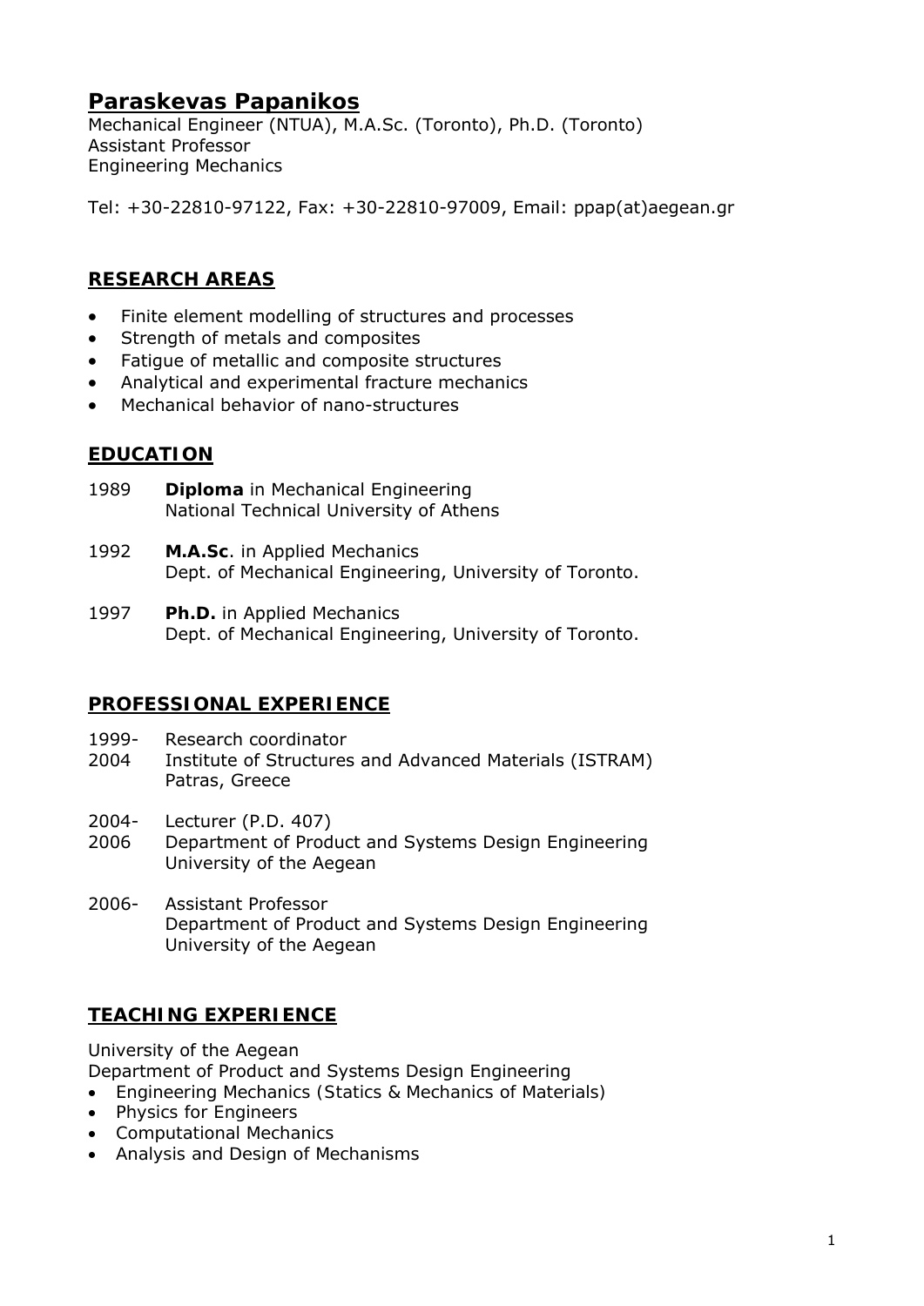# Paraskevas Papanikos

Mechanical Engineer (NTUA), M.A.Sc. (Toronto), Ph.D. (Toronto)
Assistant Professor
Engineering Mechanics

Tel: +30-22810-97122, Fax: +30-22810-97009, Email: ppap(at)aegean.gr

## RESEARCH AREAS

- Finite element modelling of structures and processes
- Strength of metals and composites
- Fatigue of metallic and composite structures
- Analytical and experimental fracture mechanics
- Mechanical behavior of nano-structures

## EDUCATION

1989 **Diploma** in Mechanical Engineering
National Technical University of Athens

1992 **M.A.Sc**. in Applied Mechanics
Dept. of Mechanical Engineering, University of Toronto.

1997 **Ph.D.** in Applied Mechanics
Dept. of Mechanical Engineering, University of Toronto.

## PROFESSIONAL EXPERIENCE

1999-2004 Research coordinator
Institute of Structures and Advanced Materials (ISTRAM)
Patras, Greece

2004-2006 Lecturer (P.D. 407)
Department of Product and Systems Design Engineering
University of the Aegean

2006- Assistant Professor
Department of Product and Systems Design Engineering
University of the Aegean

## TEACHING EXPERIENCE

University of the Aegean
Department of Product and Systems Design Engineering

- Engineering Mechanics (Statics & Mechanics of Materials)
- Physics for Engineers
- Computational Mechanics
- Analysis and Design of Mechanisms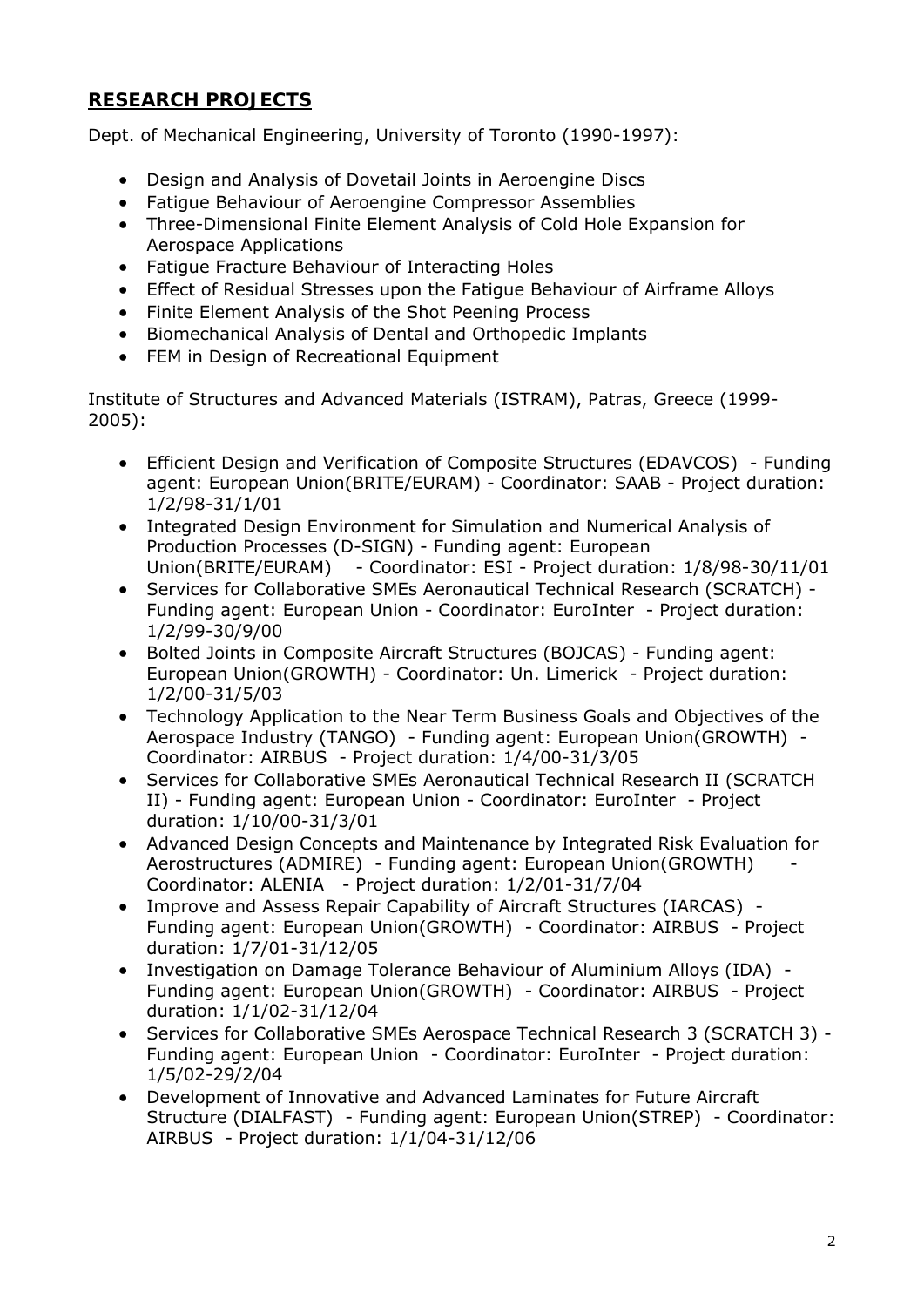## **RESEARCH PROJECTS**

Dept. of Mechanical Engineering, University of Toronto (1990-1997):

- Design and Analysis of Dovetail Joints in Aeroengine Discs
- Fatigue Behaviour of Aeroengine Compressor Assemblies
- Three-Dimensional Finite Element Analysis of Cold Hole Expansion for Aerospace Applications
- Fatigue Fracture Behaviour of Interacting Holes
- Effect of Residual Stresses upon the Fatigue Behaviour of Airframe Alloys
- Finite Element Analysis of the Shot Peening Process
- Biomechanical Analysis of Dental and Orthopedic Implants
- FEM in Design of Recreational Equipment

Institute of Structures and Advanced Materials (ISTRAM), Patras, Greece (1999-2005):

- Efficient Design and Verification of Composite Structures (EDAVCOS) - Funding agent: European Union(BRITE/EURAM) - Coordinator: SAAB - Project duration: 1/2/98-31/1/01
- Integrated Design Environment for Simulation and Numerical Analysis of Production Processes (D-SIGN) - Funding agent: European Union(BRITE/EURAM) - Coordinator: ESI - Project duration: 1/8/98-30/11/01
- Services for Collaborative SMEs Aeronautical Technical Research (SCRATCH) - Funding agent: European Union - Coordinator: EuroInter - Project duration: 1/2/99-30/9/00
- Bolted Joints in Composite Aircraft Structures (BOJCAS) - Funding agent: European Union(GROWTH) - Coordinator: Un. Limerick - Project duration: 1/2/00-31/5/03
- Technology Application to the Near Term Business Goals and Objectives of the Aerospace Industry (TANGO) - Funding agent: European Union(GROWTH) - Coordinator: AIRBUS - Project duration: 1/4/00-31/3/05
- Services for Collaborative SMEs Aeronautical Technical Research II (SCRATCH II) - Funding agent: European Union - Coordinator: EuroInter - Project duration: 1/10/00-31/3/01
- Advanced Design Concepts and Maintenance by Integrated Risk Evaluation for Aerostructures (ADMIRE) - Funding agent: European Union(GROWTH) - Coordinator: ALENIA - Project duration: 1/2/01-31/7/04
- Improve and Assess Repair Capability of Aircraft Structures (IARCAS) - Funding agent: European Union(GROWTH) - Coordinator: AIRBUS - Project duration: 1/7/01-31/12/05
- Investigation on Damage Tolerance Behaviour of Aluminium Alloys (IDA) - Funding agent: European Union(GROWTH) - Coordinator: AIRBUS - Project duration: 1/1/02-31/12/04
- Services for Collaborative SMEs Aerospace Technical Research 3 (SCRATCH 3) - Funding agent: European Union - Coordinator: EuroInter - Project duration: 1/5/02-29/2/04
- Development of Innovative and Advanced Laminates for Future Aircraft Structure (DIALFAST) - Funding agent: European Union(STREP) - Coordinator: AIRBUS - Project duration: 1/1/04-31/12/06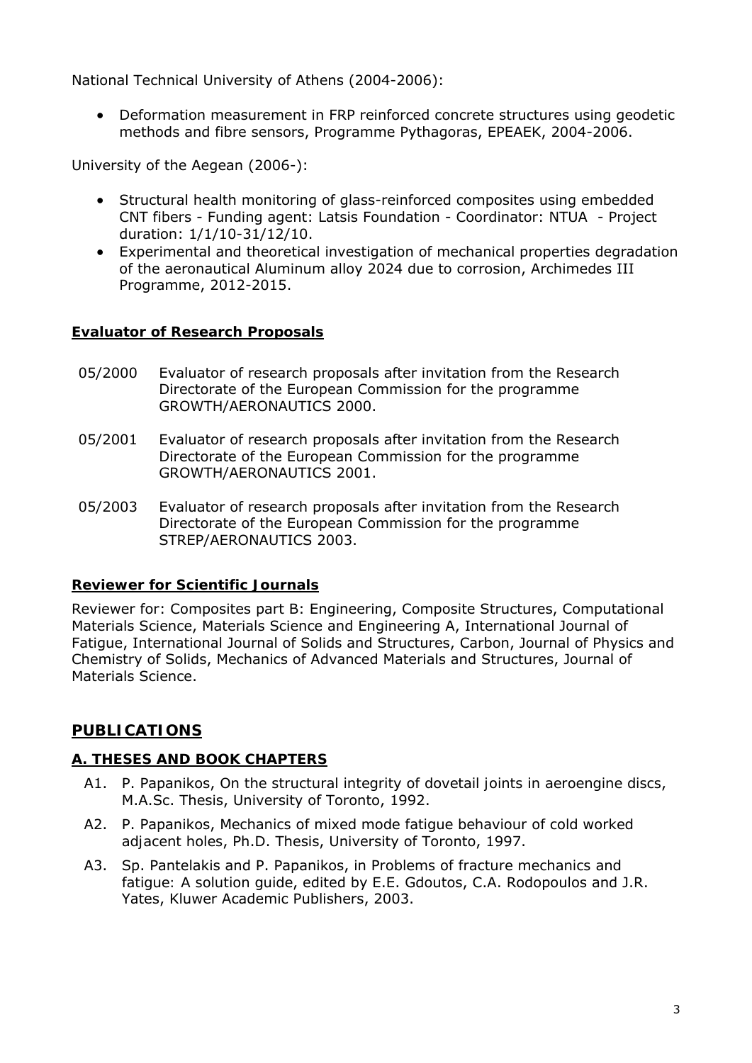National Technical University of Athens (2004-2006):

- Deformation measurement in FRP reinforced concrete structures using geodetic methods and fibre sensors, Programme Pythagoras, EPEAEK, 2004-2006.

University of the Aegean (2006-):

- Structural health monitoring of glass-reinforced composites using embedded CNT fibers - Funding agent: Latsis Foundation - Coordinator: NTUA - Project duration: 1/1/10-31/12/10.
- Experimental and theoretical investigation of mechanical properties degradation of the aeronautical Aluminum alloy 2024 due to corrosion, Archimedes III Programme, 2012-2015.

## Evaluator of Research Proposals

05/2000 Evaluator of research proposals after invitation from the Research Directorate of the European Commission for the programme GROWTH/AERONAUTICS 2000.

05/2001 Evaluator of research proposals after invitation from the Research Directorate of the European Commission for the programme GROWTH/AERONAUTICS 2001.

05/2003 Evaluator of research proposals after invitation from the Research Directorate of the European Commission for the programme STREP/AERONAUTICS 2003.

## Reviewer for Scientific Journals

Reviewer for: Composites part B: Engineering, Composite Structures, Computational Materials Science, Materials Science and Engineering A, International Journal of Fatigue, International Journal of Solids and Structures, Carbon, Journal of Physics and Chemistry of Solids, Mechanics of Advanced Materials and Structures, Journal of Materials Science.

# PUBLICATIONS

## A. THESES AND BOOK CHAPTERS

A1. P. Papanikos, On the structural integrity of dovetail joints in aeroengine discs, M.A.Sc. Thesis, University of Toronto, 1992.

A2. P. Papanikos, Mechanics of mixed mode fatigue behaviour of cold worked adjacent holes, Ph.D. Thesis, University of Toronto, 1997.

A3. Sp. Pantelakis and P. Papanikos, in Problems of fracture mechanics and fatigue: A solution guide, edited by E.E. Gdoutos, C.A. Rodopoulos and J.R. Yates, Kluwer Academic Publishers, 2003.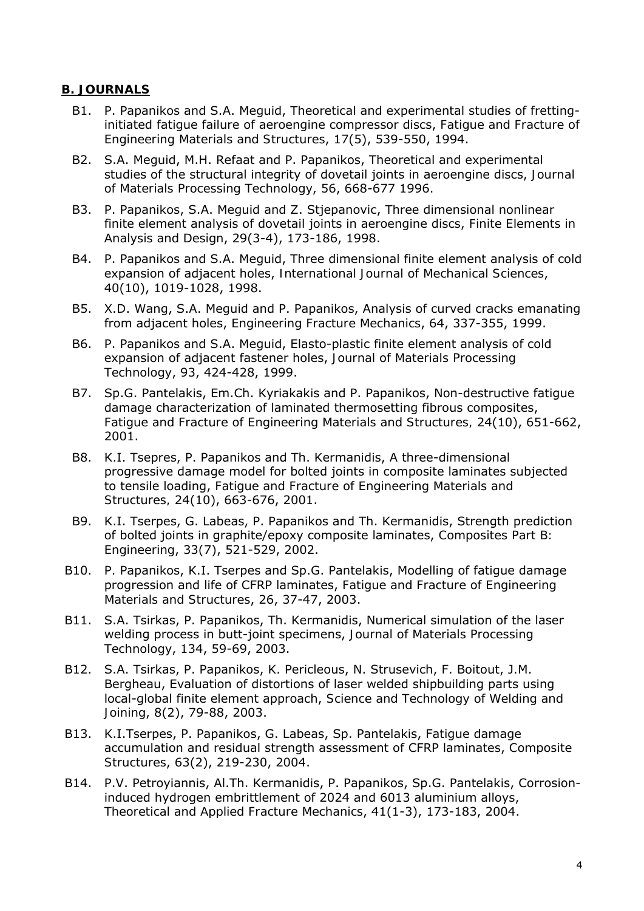## B. JOURNALS

B1. P. Papanikos and S.A. Meguid, Theoretical and experimental studies of fretting-initiated fatigue failure of aeroengine compressor discs, Fatigue and Fracture of Engineering Materials and Structures, 17(5), 539-550, 1994.

B2. S.A. Meguid, M.H. Refaat and P. Papanikos, Theoretical and experimental studies of the structural integrity of dovetail joints in aeroengine discs, Journal of Materials Processing Technology, 56, 668-677 1996.

B3. P. Papanikos, S.A. Meguid and Z. Stjepanovic, Three dimensional nonlinear finite element analysis of dovetail joints in aeroengine discs, Finite Elements in Analysis and Design, 29(3-4), 173-186, 1998.

B4. P. Papanikos and S.A. Meguid, Three dimensional finite element analysis of cold expansion of adjacent holes, International Journal of Mechanical Sciences, 40(10), 1019-1028, 1998.

B5. X.D. Wang, S.A. Meguid and P. Papanikos, Analysis of curved cracks emanating from adjacent holes, Engineering Fracture Mechanics, 64, 337-355, 1999.

B6. P. Papanikos and S.A. Meguid, Elasto-plastic finite element analysis of cold expansion of adjacent fastener holes, Journal of Materials Processing Technology, 93, 424-428, 1999.

B7. Sp.G. Pantelakis, Em.Ch. Kyriakakis and P. Papanikos, Non-destructive fatigue damage characterization of laminated thermosetting fibrous composites, Fatigue and Fracture of Engineering Materials and Structures, 24(10), 651-662, 2001.

B8. K.I. Tsepres, P. Papanikos and Th. Kermanidis, A three-dimensional progressive damage model for bolted joints in composite laminates subjected to tensile loading, Fatigue and Fracture of Engineering Materials and Structures, 24(10), 663-676, 2001.

B9. K.I. Tserpes, G. Labeas, P. Papanikos and Th. Kermanidis, Strength prediction of bolted joints in graphite/epoxy composite laminates, Composites Part B: Engineering, 33(7), 521-529, 2002.

B10. P. Papanikos, K.I. Tserpes and Sp.G. Pantelakis, Modelling of fatigue damage progression and life of CFRP laminates, Fatigue and Fracture of Engineering Materials and Structures, 26, 37-47, 2003.

B11. S.A. Tsirkas, P. Papanikos, Th. Kermanidis, Numerical simulation of the laser welding process in butt-joint specimens, Journal of Materials Processing Technology, 134, 59-69, 2003.

B12. S.A. Tsirkas, P. Papanikos, K. Pericleous, N. Strusevich, F. Boitout, J.M. Bergheau, Evaluation of distortions of laser welded shipbuilding parts using local-global finite element approach, Science and Technology of Welding and Joining, 8(2), 79-88, 2003.

B13. K.I.Tserpes, P. Papanikos, G. Labeas, Sp. Pantelakis, Fatigue damage accumulation and residual strength assessment of CFRP laminates, Composite Structures, 63(2), 219-230, 2004.

B14. P.V. Petroyiannis, Al.Th. Kermanidis, P. Papanikos, Sp.G. Pantelakis, Corrosion-induced hydrogen embrittlement of 2024 and 6013 aluminium alloys, Theoretical and Applied Fracture Mechanics, 41(1-3), 173-183, 2004.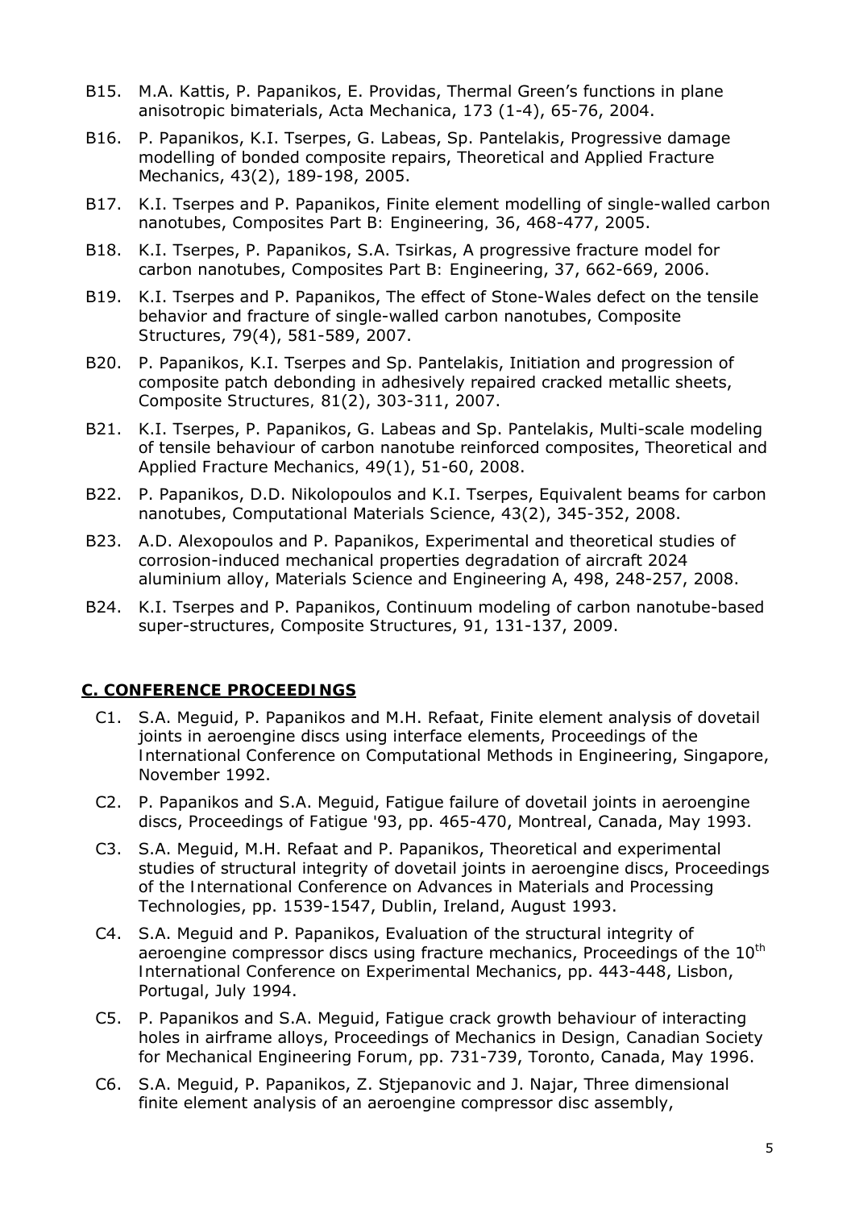B15. M.A. Kattis, P. Papanikos, E. Providas, Thermal Green's functions in plane anisotropic bimaterials, Acta Mechanica, 173 (1-4), 65-76, 2004.

B16. P. Papanikos, K.I. Tserpes, G. Labeas, Sp. Pantelakis, Progressive damage modelling of bonded composite repairs, Theoretical and Applied Fracture Mechanics, 43(2), 189-198, 2005.

B17. K.I. Tserpes and P. Papanikos, Finite element modelling of single-walled carbon nanotubes, Composites Part B: Engineering, 36, 468-477, 2005.

B18. K.I. Tserpes, P. Papanikos, S.A. Tsirkas, A progressive fracture model for carbon nanotubes, Composites Part B: Engineering, 37, 662-669, 2006.

B19. K.I. Tserpes and P. Papanikos, The effect of Stone-Wales defect on the tensile behavior and fracture of single-walled carbon nanotubes, Composite Structures, 79(4), 581-589, 2007.

B20. P. Papanikos, K.I. Tserpes and Sp. Pantelakis, Initiation and progression of composite patch debonding in adhesively repaired cracked metallic sheets, Composite Structures, 81(2), 303-311, 2007.

B21. K.I. Tserpes, P. Papanikos, G. Labeas and Sp. Pantelakis, Multi-scale modeling of tensile behaviour of carbon nanotube reinforced composites, Theoretical and Applied Fracture Mechanics, 49(1), 51-60, 2008.

B22. P. Papanikos, D.D. Nikolopoulos and K.I. Tserpes, Equivalent beams for carbon nanotubes, Computational Materials Science, 43(2), 345-352, 2008.

B23. A.D. Alexopoulos and P. Papanikos, Experimental and theoretical studies of corrosion-induced mechanical properties degradation of aircraft 2024 aluminium alloy, Materials Science and Engineering A, 498, 248-257, 2008.

B24. K.I. Tserpes and P. Papanikos, Continuum modeling of carbon nanotube-based super-structures, Composite Structures, 91, 131-137, 2009.

## C. CONFERENCE PROCEEDINGS

C1. S.A. Meguid, P. Papanikos and M.H. Refaat, Finite element analysis of dovetail joints in aeroengine discs using interface elements, Proceedings of the International Conference on Computational Methods in Engineering, Singapore, November 1992.

C2. P. Papanikos and S.A. Meguid, Fatigue failure of dovetail joints in aeroengine discs, Proceedings of Fatigue '93, pp. 465-470, Montreal, Canada, May 1993.

C3. S.A. Meguid, M.H. Refaat and P. Papanikos, Theoretical and experimental studies of structural integrity of dovetail joints in aeroengine discs, Proceedings of the International Conference on Advances in Materials and Processing Technologies, pp. 1539-1547, Dublin, Ireland, August 1993.

C4. S.A. Meguid and P. Papanikos, Evaluation of the structural integrity of aeroengine compressor discs using fracture mechanics, Proceedings of the 10th International Conference on Experimental Mechanics, pp. 443-448, Lisbon, Portugal, July 1994.

C5. P. Papanikos and S.A. Meguid, Fatigue crack growth behaviour of interacting holes in airframe alloys, Proceedings of Mechanics in Design, Canadian Society for Mechanical Engineering Forum, pp. 731-739, Toronto, Canada, May 1996.

C6. S.A. Meguid, P. Papanikos, Z. Stjepanovic and J. Najar, Three dimensional finite element analysis of an aeroengine compressor disc assembly,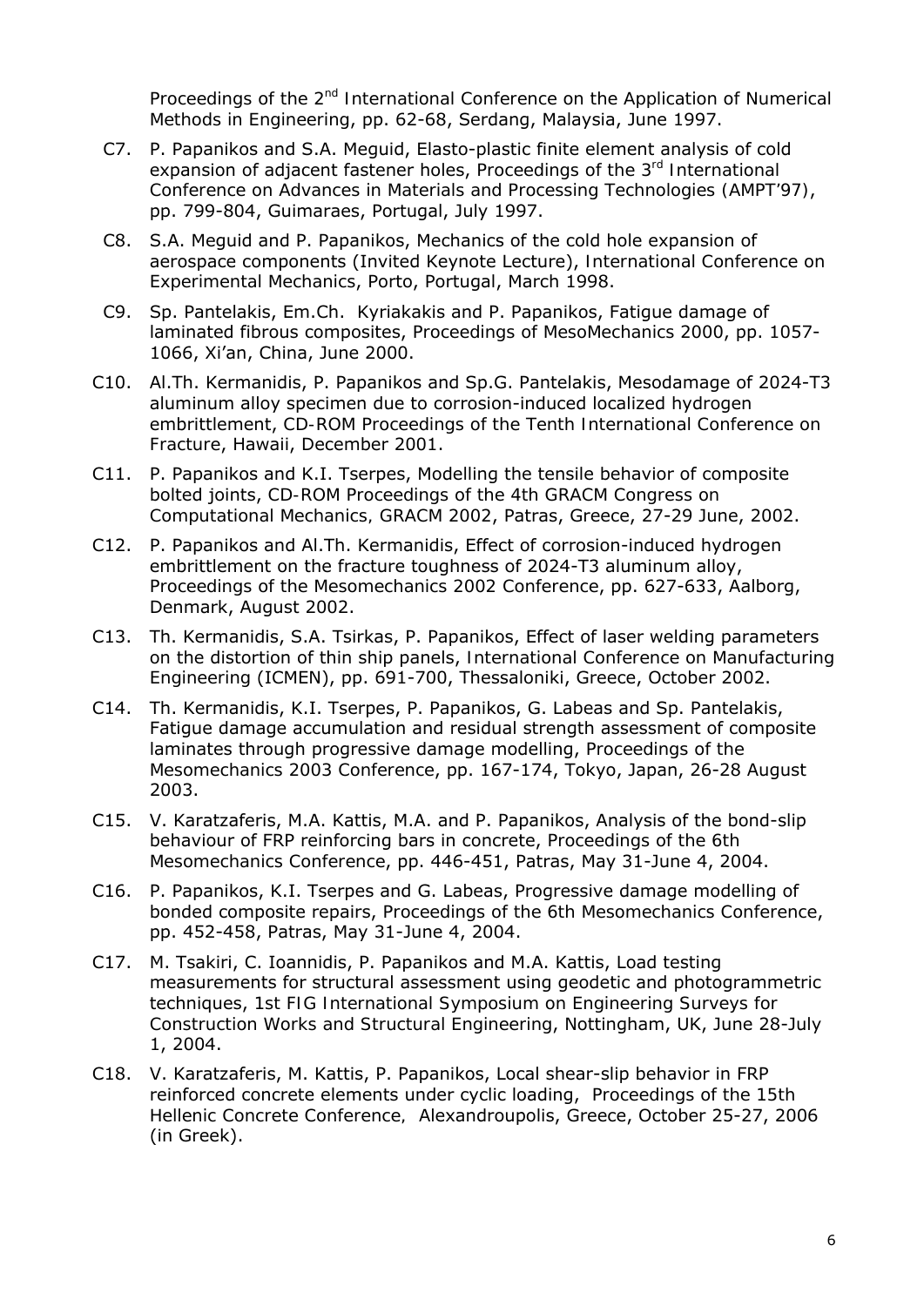Proceedings of the 2nd International Conference on the Application of Numerical Methods in Engineering, pp. 62-68, Serdang, Malaysia, June 1997.

C7. P. Papanikos and S.A. Meguid, Elasto-plastic finite element analysis of cold expansion of adjacent fastener holes, Proceedings of the 3rd International Conference on Advances in Materials and Processing Technologies (AMPT'97), pp. 799-804, Guimaraes, Portugal, July 1997.

C8. S.A. Meguid and P. Papanikos, Mechanics of the cold hole expansion of aerospace components (Invited Keynote Lecture), International Conference on Experimental Mechanics, Porto, Portugal, March 1998.

C9. Sp. Pantelakis, Em.Ch. Kyriakakis and P. Papanikos, Fatigue damage of laminated fibrous composites, Proceedings of MesoMechanics 2000, pp. 1057-1066, Xi'an, China, June 2000.

C10. Al.Th. Kermanidis, P. Papanikos and Sp.G. Pantelakis, Mesodamage of 2024-T3 aluminum alloy specimen due to corrosion-induced localized hydrogen embrittlement, CD-ROM Proceedings of the Tenth International Conference on Fracture, Hawaii, December 2001.

C11. P. Papanikos and K.I. Tserpes, Modelling the tensile behavior of composite bolted joints, CD-ROM Proceedings of the 4th GRACM Congress on Computational Mechanics, GRACM 2002, Patras, Greece, 27-29 June, 2002.

C12. P. Papanikos and Al.Th. Kermanidis, Effect of corrosion-induced hydrogen embrittlement on the fracture toughness of 2024-T3 aluminum alloy, Proceedings of the Mesomechanics 2002 Conference, pp. 627-633, Aalborg, Denmark, August 2002.

C13. Th. Kermanidis, S.A. Tsirkas, P. Papanikos, Effect of laser welding parameters on the distortion of thin ship panels, International Conference on Manufacturing Engineering (ICMEN), pp. 691-700, Thessaloniki, Greece, October 2002.

C14. Th. Kermanidis, K.I. Tserpes, P. Papanikos, G. Labeas and Sp. Pantelakis, Fatigue damage accumulation and residual strength assessment of composite laminates through progressive damage modelling, Proceedings of the Mesomechanics 2003 Conference, pp. 167-174, Tokyo, Japan, 26-28 August 2003.

C15. V. Karatzaferis, M.A. Kattis, M.A. and P. Papanikos, Analysis of the bond-slip behaviour of FRP reinforcing bars in concrete, Proceedings of the 6th Mesomechanics Conference, pp. 446-451, Patras, May 31-June 4, 2004.

C16. P. Papanikos, K.I. Tserpes and G. Labeas, Progressive damage modelling of bonded composite repairs, Proceedings of the 6th Mesomechanics Conference, pp. 452-458, Patras, May 31-June 4, 2004.

C17. M. Tsakiri, C. Ioannidis, P. Papanikos and M.A. Kattis, Load testing measurements for structural assessment using geodetic and photogrammetric techniques, 1st FIG International Symposium on Engineering Surveys for Construction Works and Structural Engineering, Nottingham, UK, June 28-July 1, 2004.

C18. V. Karatzaferis, M. Kattis, P. Papanikos, Local shear-slip behavior in FRP reinforced concrete elements under cyclic loading, Proceedings of the 15th Hellenic Concrete Conference, Alexandroupolis, Greece, October 25-27, 2006 (in Greek).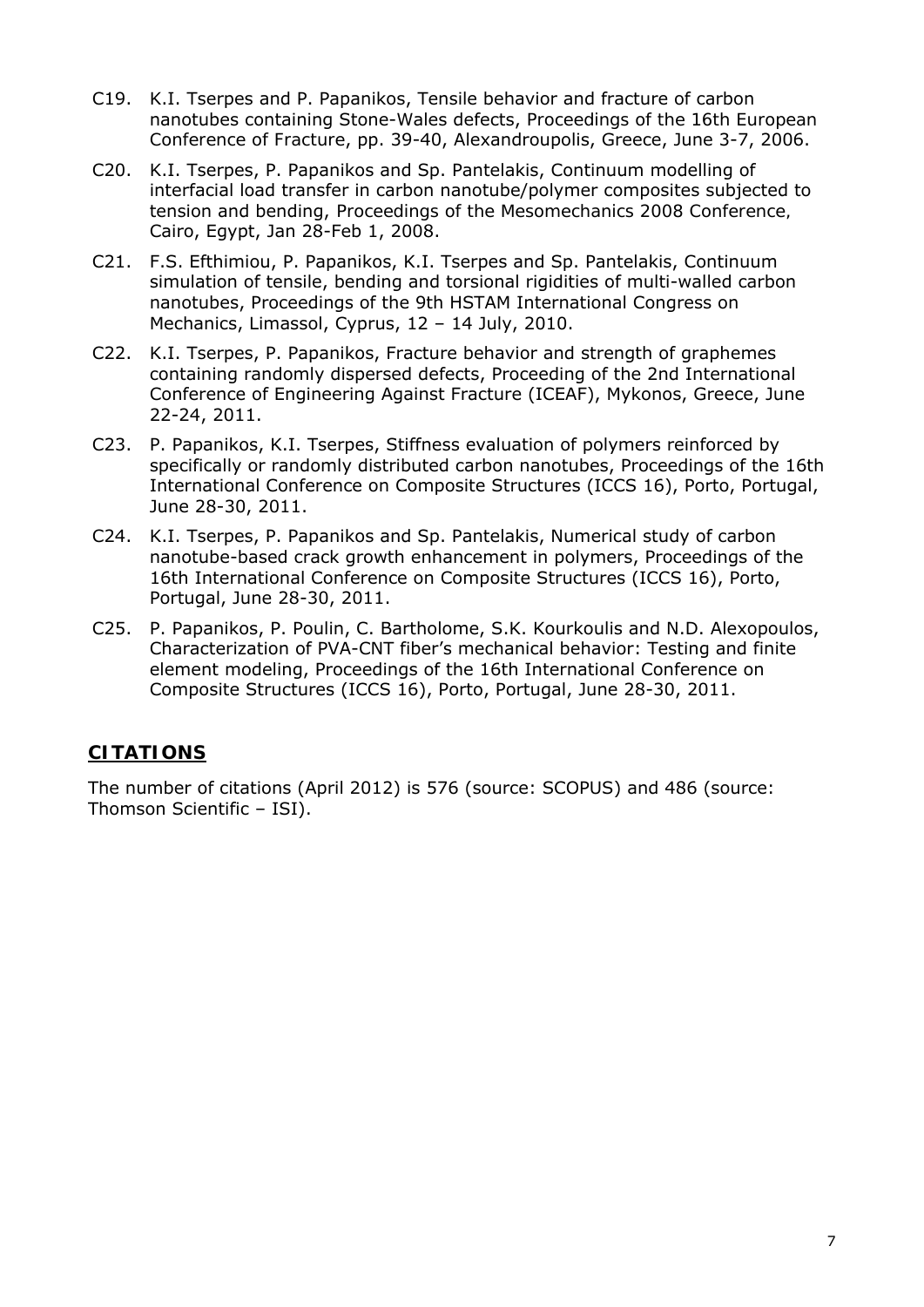C19. K.I. Tserpes and P. Papanikos, Tensile behavior and fracture of carbon nanotubes containing Stone-Wales defects, Proceedings of the 16th European Conference of Fracture, pp. 39-40, Alexandroupolis, Greece, June 3-7, 2006.

C20. K.I. Tserpes, P. Papanikos and Sp. Pantelakis, Continuum modelling of interfacial load transfer in carbon nanotube/polymer composites subjected to tension and bending, Proceedings of the Mesomechanics 2008 Conference, Cairo, Egypt, Jan 28-Feb 1, 2008.

C21. F.S. Efthimiou, P. Papanikos, K.I. Tserpes and Sp. Pantelakis, Continuum simulation of tensile, bending and torsional rigidities of multi-walled carbon nanotubes, Proceedings of the 9th HSTAM International Congress on Mechanics, Limassol, Cyprus, 12 – 14 July, 2010.

C22. K.I. Tserpes, P. Papanikos, Fracture behavior and strength of graphemes containing randomly dispersed defects, Proceeding of the 2nd International Conference of Engineering Against Fracture (ICEAF), Mykonos, Greece, June 22-24, 2011.

C23. P. Papanikos, K.I. Tserpes, Stiffness evaluation of polymers reinforced by specifically or randomly distributed carbon nanotubes, Proceedings of the 16th International Conference on Composite Structures (ICCS 16), Porto, Portugal, June 28-30, 2011.

C24. K.I. Tserpes, P. Papanikos and Sp. Pantelakis, Numerical study of carbon nanotube-based crack growth enhancement in polymers, Proceedings of the 16th International Conference on Composite Structures (ICCS 16), Porto, Portugal, June 28-30, 2011.

C25. P. Papanikos, P. Poulin, C. Bartholome, S.K. Kourkoulis and N.D. Alexopoulos, Characterization of PVA-CNT fiber's mechanical behavior: Testing and finite element modeling, Proceedings of the 16th International Conference on Composite Structures (ICCS 16), Porto, Portugal, June 28-30, 2011.

## CITATIONS

The number of citations (April 2012) is 576 (source: SCOPUS) and 486 (source: Thomson Scientific – ISI).